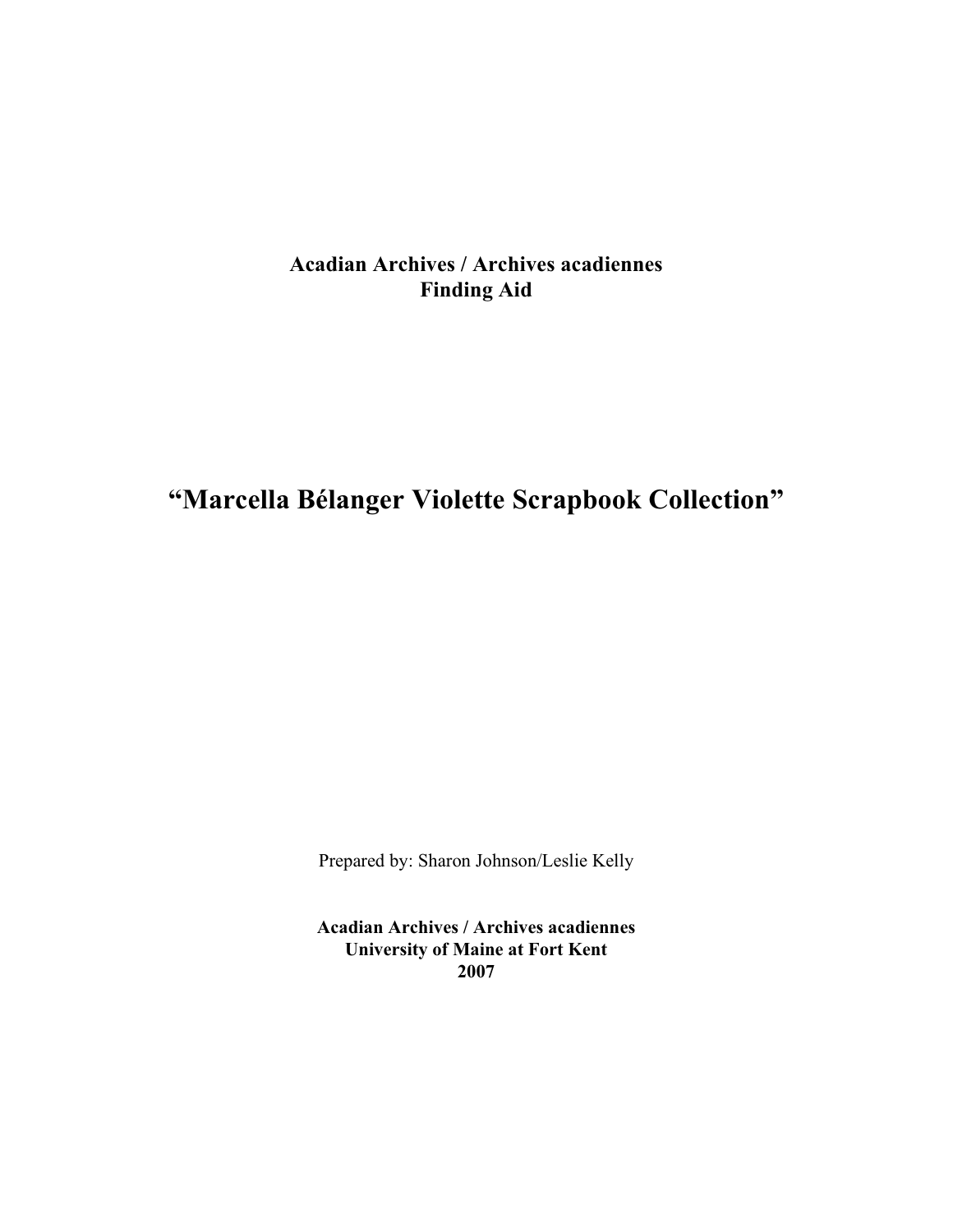**Acadian Archives / Archives acadiennes**
**Finding Aid**

# "Marcella Bélanger Violette Scrapbook Collection"

Prepared by: Sharon Johnson/Leslie Kelly

**Acadian Archives / Archives acadiennes**
**University of Maine at Fort Kent**
**2007**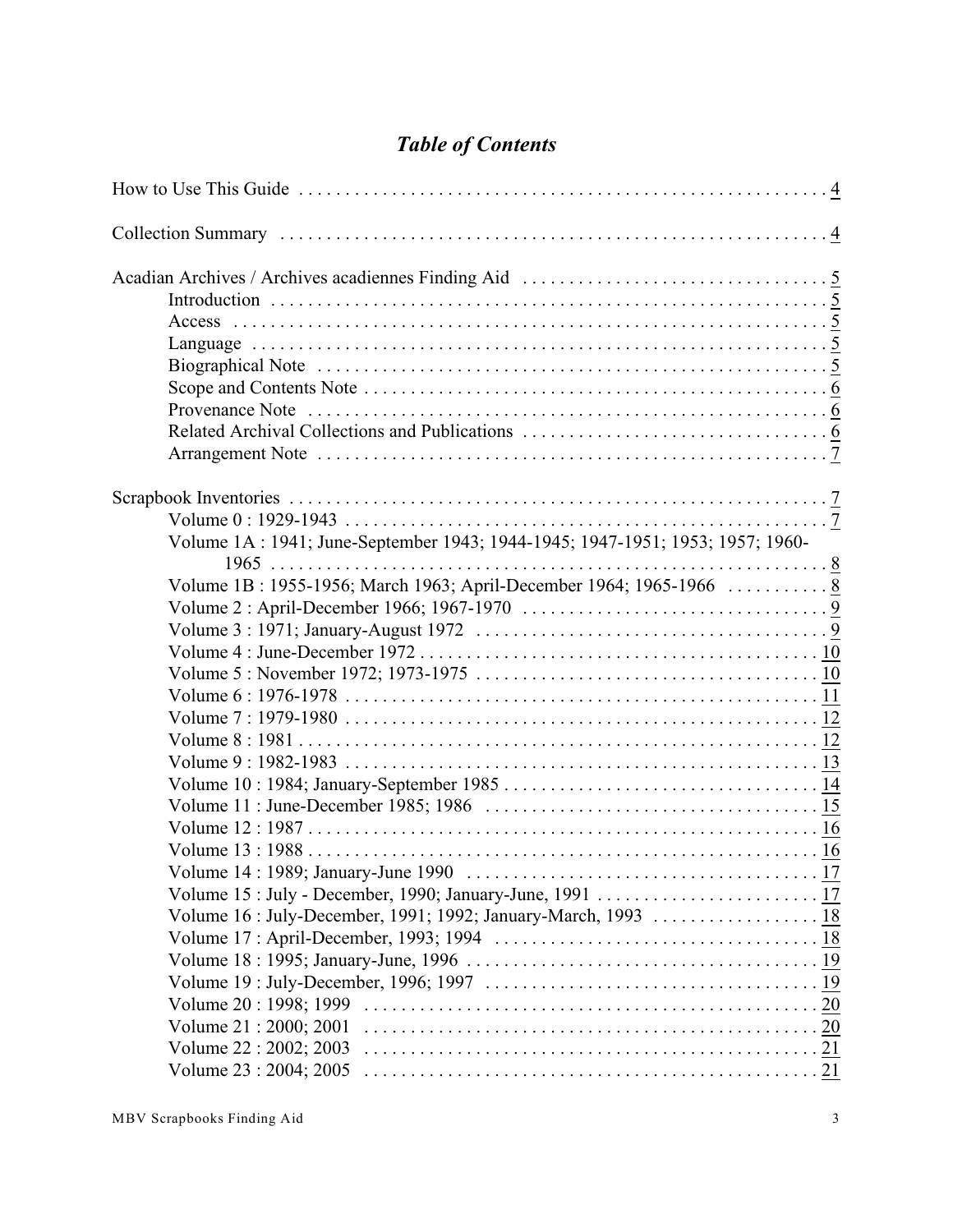# *Table of Contents*

How to Use This Guide . . . . . . . . . . 4

Collection Summary . . . . . . . . . . 4

Acadian Archives / Archives acadiennes Finding Aid . . . . . . . . . . 5
- Introduction . . . . . . . . . . 5
- Access . . . . . . . . . . 5
- Language . . . . . . . . . . 5
- Biographical Note . . . . . . . . . . 5
- Scope and Contents Note . . . . . . . . . . 6
- Provenance Note . . . . . . . . . . 6
- Related Archival Collections and Publications . . . . . . . . . . 6
- Arrangement Note . . . . . . . . . . 7

Scrapbook Inventories . . . . . . . . . . 7
- Volume 0 : 1929-1943 . . . . . . . . . . 7
- Volume 1A : 1941; June-September 1943; 1944-1945; 1947-1951; 1953; 1957; 1960-1965 . . . . . . . . . . 8
- Volume 1B : 1955-1956; March 1963; April-December 1964; 1965-1966 . . . . . . . . . . 8
- Volume 2 : April-December 1966; 1967-1970 . . . . . . . . . . 9
- Volume 3 : 1971; January-August 1972 . . . . . . . . . . 9
- Volume 4 : June-December 1972 . . . . . . . . . . 10
- Volume 5 : November 1972; 1973-1975 . . . . . . . . . . 10
- Volume 6 : 1976-1978 . . . . . . . . . . 11
- Volume 7 : 1979-1980 . . . . . . . . . . 12
- Volume 8 : 1981 . . . . . . . . . . 12
- Volume 9 : 1982-1983 . . . . . . . . . . 13
- Volume 10 : 1984; January-September 1985 . . . . . . . . . . 14
- Volume 11 : June-December 1985; 1986 . . . . . . . . . . 15
- Volume 12 : 1987 . . . . . . . . . . 16
- Volume 13 : 1988 . . . . . . . . . . 16
- Volume 14 : 1989; January-June 1990 . . . . . . . . . . 17
- Volume 15 : July - December, 1990; January-June, 1991 . . . . . . . . . . 17
- Volume 16 : July-December, 1991; 1992; January-March, 1993 . . . . . . . . . . 18
- Volume 17 : April-December, 1993; 1994 . . . . . . . . . . 18
- Volume 18 : 1995; January-June, 1996 . . . . . . . . . . 19
- Volume 19 : July-December, 1996; 1997 . . . . . . . . . . 19
- Volume 20 : 1998; 1999 . . . . . . . . . . 20
- Volume 21 : 2000; 2001 . . . . . . . . . . 20
- Volume 22 : 2002; 2003 . . . . . . . . . . 21
- Volume 23 : 2004; 2005 . . . . . . . . . . 21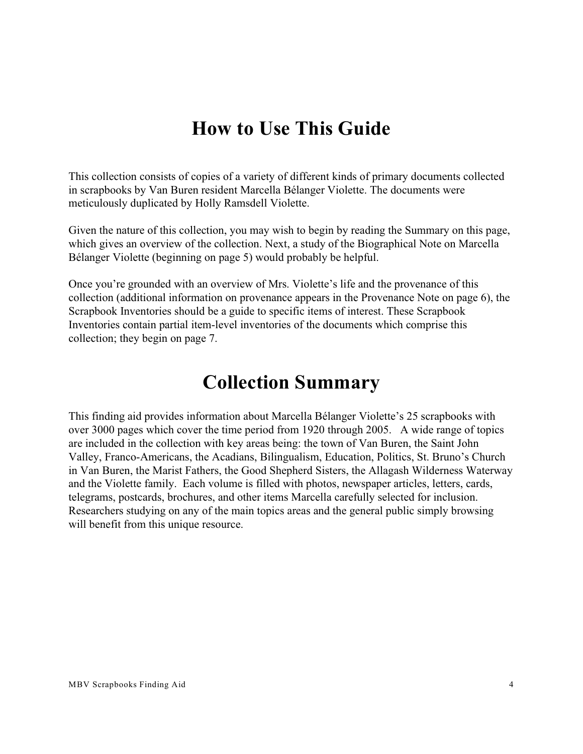# How to Use This Guide

This collection consists of copies of a variety of different kinds of primary documents collected in scrapbooks by Van Buren resident Marcella Bélanger Violette. The documents were meticulously duplicated by Holly Ramsdell Violette.

Given the nature of this collection, you may wish to begin by reading the Summary on this page, which gives an overview of the collection. Next, a study of the Biographical Note on Marcella Bélanger Violette (beginning on page 5) would probably be helpful.

Once you're grounded with an overview of Mrs. Violette's life and the provenance of this collection (additional information on provenance appears in the Provenance Note on page 6), the Scrapbook Inventories should be a guide to specific items of interest. These Scrapbook Inventories contain partial item-level inventories of the documents which comprise this collection; they begin on page 7.

# Collection Summary

This finding aid provides information about Marcella Bélanger Violette's 25 scrapbooks with over 3000 pages which cover the time period from 1920 through 2005. A wide range of topics are included in the collection with key areas being: the town of Van Buren, the Saint John Valley, Franco-Americans, the Acadians, Bilingualism, Education, Politics, St. Bruno's Church in Van Buren, the Marist Fathers, the Good Shepherd Sisters, the Allagash Wilderness Waterway and the Violette family. Each volume is filled with photos, newspaper articles, letters, cards, telegrams, postcards, brochures, and other items Marcella carefully selected for inclusion. Researchers studying on any of the main topics areas and the general public simply browsing will benefit from this unique resource.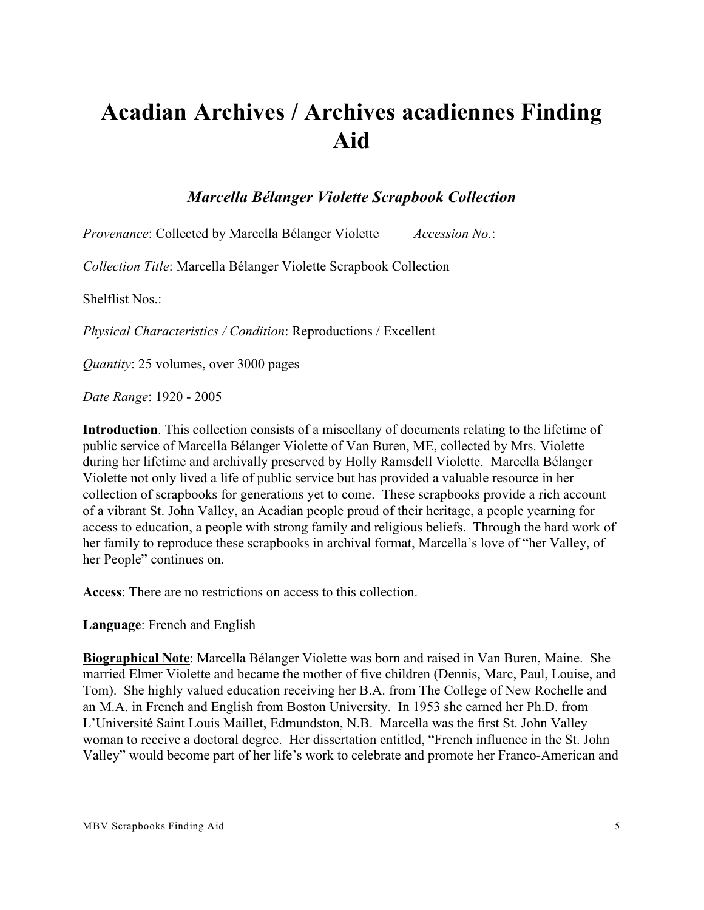# Acadian Archives / Archives acadiennes Finding Aid

### *Marcella Bélanger Violette Scrapbook Collection*

*Provenance*: Collected by Marcella Bélanger Violette *Accession No.*:

*Collection Title*: Marcella Bélanger Violette Scrapbook Collection

Shelflist Nos.:

*Physical Characteristics / Condition*: Reproductions / Excellent

*Quantity*: 25 volumes, over 3000 pages

*Date Range*: 1920 - 2005

**Introduction**. This collection consists of a miscellany of documents relating to the lifetime of public service of Marcella Bélanger Violette of Van Buren, ME, collected by Mrs. Violette during her lifetime and archivally preserved by Holly Ramsdell Violette. Marcella Bélanger Violette not only lived a life of public service but has provided a valuable resource in her collection of scrapbooks for generations yet to come. These scrapbooks provide a rich account of a vibrant St. John Valley, an Acadian people proud of their heritage, a people yearning for access to education, a people with strong family and religious beliefs. Through the hard work of her family to reproduce these scrapbooks in archival format, Marcella's love of "her Valley, of her People" continues on.

**Access**: There are no restrictions on access to this collection.

**Language**: French and English

**Biographical Note**: Marcella Bélanger Violette was born and raised in Van Buren, Maine. She married Elmer Violette and became the mother of five children (Dennis, Marc, Paul, Louise, and Tom). She highly valued education receiving her B.A. from The College of New Rochelle and an M.A. in French and English from Boston University. In 1953 she earned her Ph.D. from L'Université Saint Louis Maillet, Edmundston, N.B. Marcella was the first St. John Valley woman to receive a doctoral degree. Her dissertation entitled, "French influence in the St. John Valley" would become part of her life's work to celebrate and promote her Franco-American and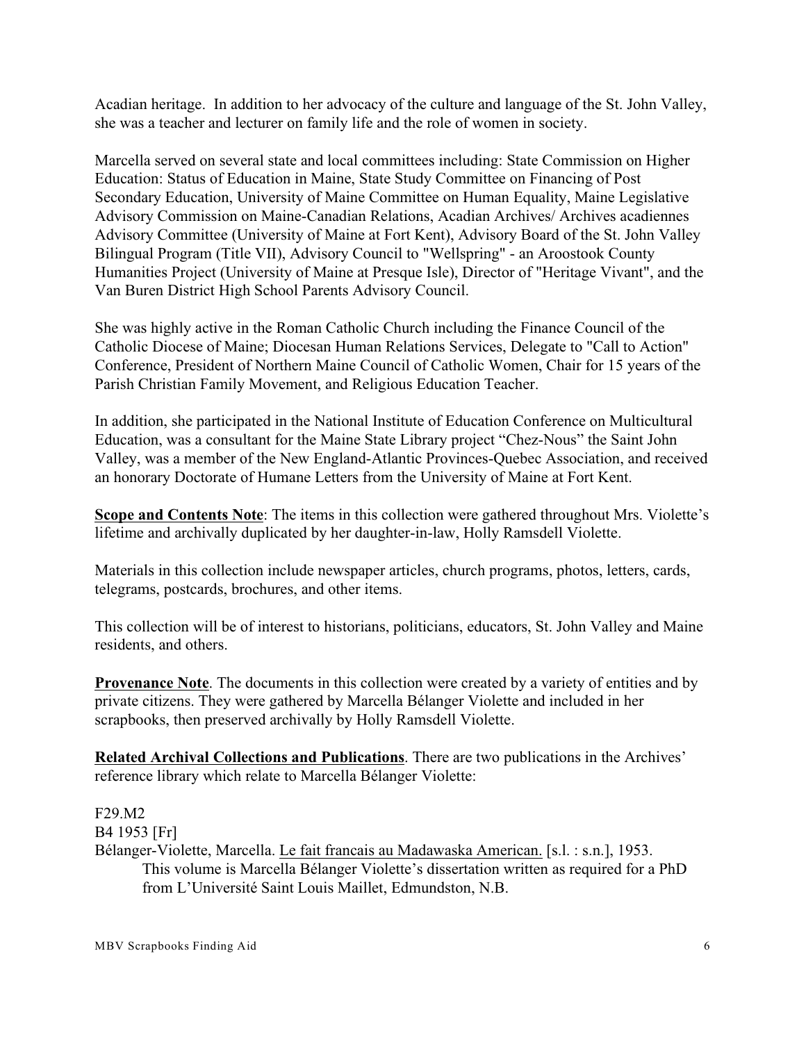Acadian heritage. In addition to her advocacy of the culture and language of the St. John Valley, she was a teacher and lecturer on family life and the role of women in society.

Marcella served on several state and local committees including: State Commission on Higher Education: Status of Education in Maine, State Study Committee on Financing of Post Secondary Education, University of Maine Committee on Human Equality, Maine Legislative Advisory Commission on Maine-Canadian Relations, Acadian Archives/ Archives acadiennes Advisory Committee (University of Maine at Fort Kent), Advisory Board of the St. John Valley Bilingual Program (Title VII), Advisory Council to "Wellspring" - an Aroostook County Humanities Project (University of Maine at Presque Isle), Director of "Heritage Vivant", and the Van Buren District High School Parents Advisory Council.

She was highly active in the Roman Catholic Church including the Finance Council of the Catholic Diocese of Maine; Diocesan Human Relations Services, Delegate to "Call to Action" Conference, President of Northern Maine Council of Catholic Women, Chair for 15 years of the Parish Christian Family Movement, and Religious Education Teacher.

In addition, she participated in the National Institute of Education Conference on Multicultural Education, was a consultant for the Maine State Library project “Chez-Nous” the Saint John Valley, was a member of the New England-Atlantic Provinces-Quebec Association, and received an honorary Doctorate of Humane Letters from the University of Maine at Fort Kent.

**Scope and Contents Note**: The items in this collection were gathered throughout Mrs. Violette’s lifetime and archivally duplicated by her daughter-in-law, Holly Ramsdell Violette.

Materials in this collection include newspaper articles, church programs, photos, letters, cards, telegrams, postcards, brochures, and other items.

This collection will be of interest to historians, politicians, educators, St. John Valley and Maine residents, and others.

**Provenance Note**. The documents in this collection were created by a variety of entities and by private citizens. They were gathered by Marcella Bélanger Violette and included in her scrapbooks, then preserved archivally by Holly Ramsdell Violette.

**Related Archival Collections and Publications**. There are two publications in the Archives’ reference library which relate to Marcella Bélanger Violette:

F29.M2
B4 1953 [Fr]
Bélanger-Violette, Marcella. Le fait francais au Madawaska American. [s.l. : s.n.], 1953.
This volume is Marcella Bélanger Violette’s dissertation written as required for a PhD from L’Université Saint Louis Maillet, Edmundston, N.B.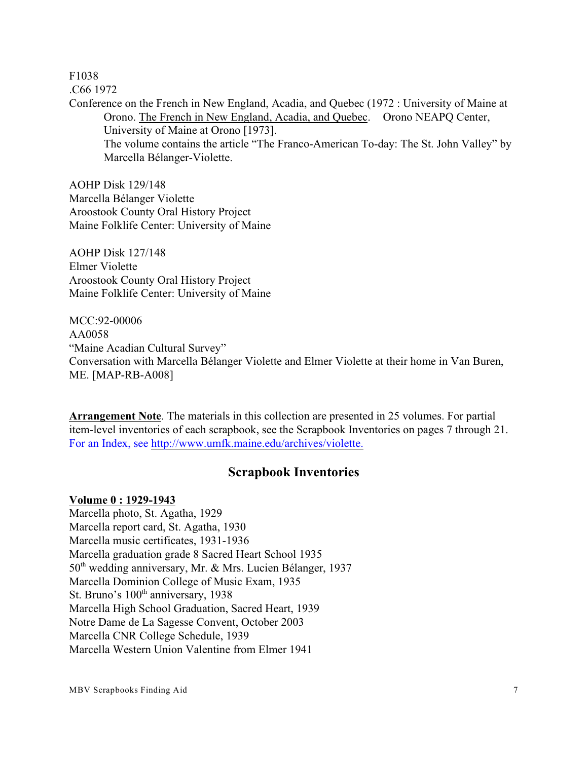F1038
.C66 1972
Conference on the French in New England, Acadia, and Quebec (1972 : University of Maine at Orono. The French in New England, Acadia, and Quebec. Orono NEAPQ Center, University of Maine at Orono [1973].
The volume contains the article "The Franco-American To-day: The St. John Valley" by Marcella Bélanger-Violette.

AOHP Disk 129/148
Marcella Bélanger Violette
Aroostook County Oral History Project
Maine Folklife Center: University of Maine

AOHP Disk 127/148
Elmer Violette
Aroostook County Oral History Project
Maine Folklife Center: University of Maine

MCC:92-00006
AA0058
"Maine Acadian Cultural Survey"
Conversation with Marcella Bélanger Violette and Elmer Violette at their home in Van Buren, ME. [MAP-RB-A008]

**Arrangement Note**. The materials in this collection are presented in 25 volumes. For partial item-level inventories of each scrapbook, see the Scrapbook Inventories on pages 7 through 21. For an Index, see http://www.umfk.maine.edu/archives/violette.

## Scrapbook Inventories

**Volume 0 : 1929-1943**

Marcella photo, St. Agatha, 1929
Marcella report card, St. Agatha, 1930
Marcella music certificates, 1931-1936
Marcella graduation grade 8 Sacred Heart School 1935
50th wedding anniversary, Mr. & Mrs. Lucien Bélanger, 1937
Marcella Dominion College of Music Exam, 1935
St. Bruno's 100th anniversary, 1938
Marcella High School Graduation, Sacred Heart, 1939
Notre Dame de La Sagesse Convent, October 2003
Marcella CNR College Schedule, 1939
Marcella Western Union Valentine from Elmer 1941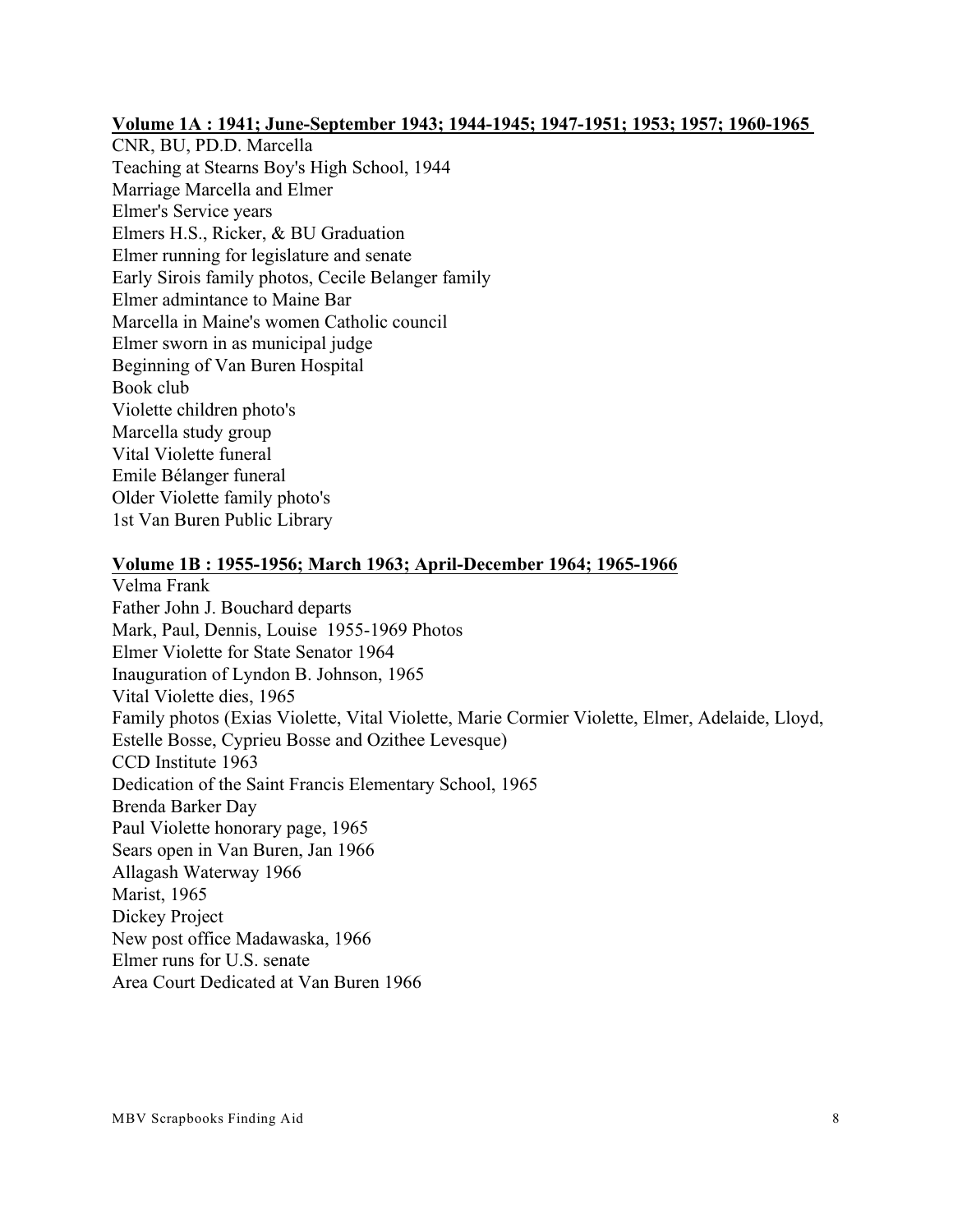**Volume 1A : 1941; June-September 1943; 1944-1945; 1947-1951; 1953; 1957; 1960-1965**

CNR, BU, PD.D. Marcella
Teaching at Stearns Boy's High School, 1944
Marriage Marcella and Elmer
Elmer's Service years
Elmers H.S., Ricker, & BU Graduation
Elmer running for legislature and senate
Early Sirois family photos, Cecile Belanger family
Elmer admintance to Maine Bar
Marcella in Maine's women Catholic council
Elmer sworn in as municipal judge
Beginning of Van Buren Hospital
Book club
Violette children photo's
Marcella study group
Vital Violette funeral
Emile Bélanger funeral
Older Violette family photo's
1st Van Buren Public Library

**Volume 1B : 1955-1956; March 1963; April-December 1964; 1965-1966**

Velma Frank
Father John J. Bouchard departs
Mark, Paul, Dennis, Louise 1955-1969 Photos
Elmer Violette for State Senator 1964
Inauguration of Lyndon B. Johnson, 1965
Vital Violette dies, 1965
Family photos (Exias Violette, Vital Violette, Marie Cormier Violette, Elmer, Adelaide, Lloyd, Estelle Bosse, Cyprieu Bosse and Ozithee Levesque)
CCD Institute 1963
Dedication of the Saint Francis Elementary School, 1965
Brenda Barker Day
Paul Violette honorary page, 1965
Sears open in Van Buren, Jan 1966
Allagash Waterway 1966
Marist, 1965
Dickey Project
New post office Madawaska, 1966
Elmer runs for U.S. senate
Area Court Dedicated at Van Buren 1966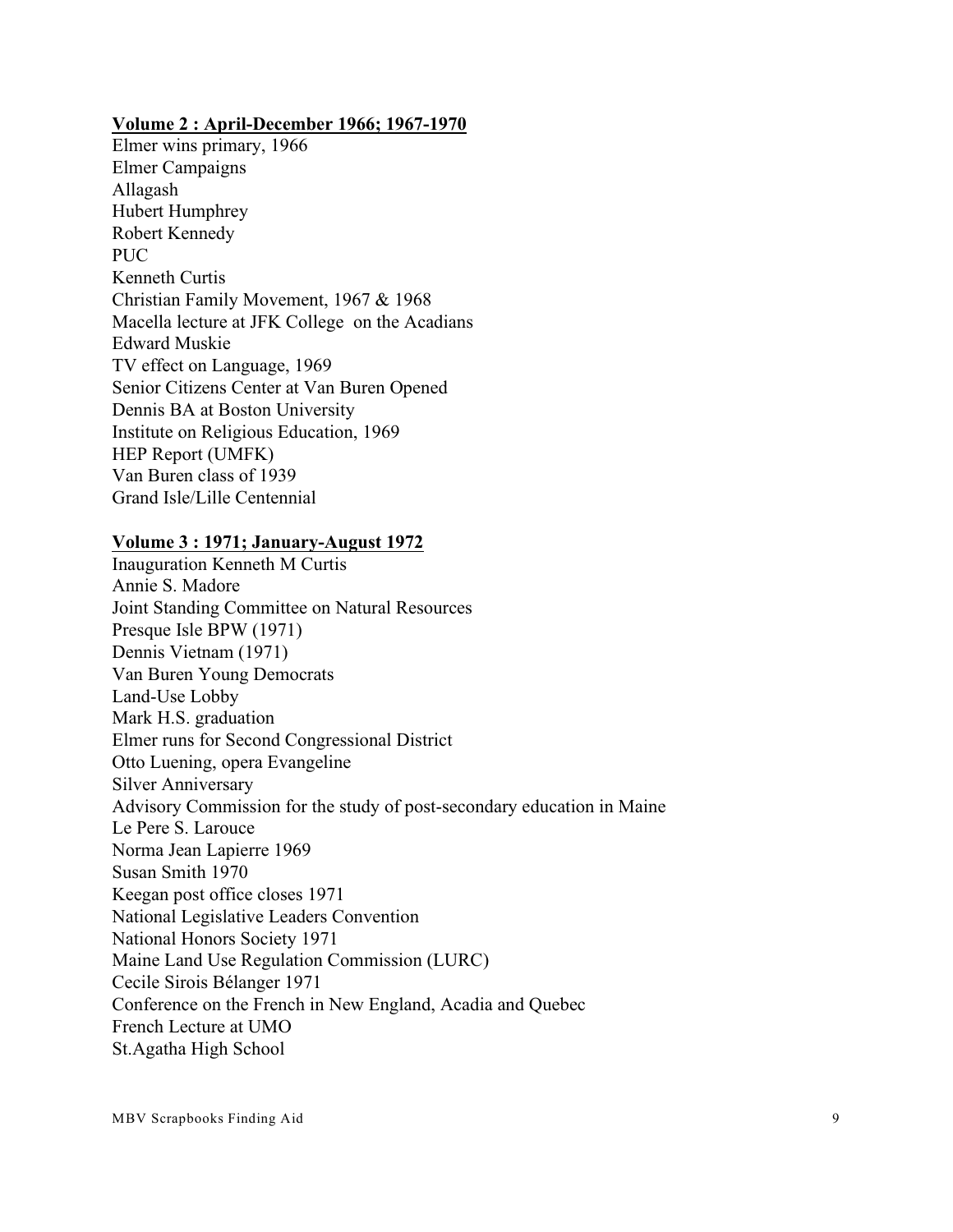**Volume 2 : April-December 1966; 1967-1970**

Elmer wins primary, 1966
Elmer Campaigns
Allagash
Hubert Humphrey
Robert Kennedy
PUC
Kenneth Curtis
Christian Family Movement, 1967 & 1968
Macella lecture at JFK College on the Acadians
Edward Muskie
TV effect on Language, 1969
Senior Citizens Center at Van Buren Opened
Dennis BA at Boston University
Institute on Religious Education, 1969
HEP Report (UMFK)
Van Buren class of 1939
Grand Isle/Lille Centennial

**Volume 3 : 1971; January-August 1972**

Inauguration Kenneth M Curtis
Annie S. Madore
Joint Standing Committee on Natural Resources
Presque Isle BPW (1971)
Dennis Vietnam (1971)
Van Buren Young Democrats
Land-Use Lobby
Mark H.S. graduation
Elmer runs for Second Congressional District
Otto Luening, opera Evangeline
Silver Anniversary
Advisory Commission for the study of post-secondary education in Maine
Le Pere S. Larouce
Norma Jean Lapierre 1969
Susan Smith 1970
Keegan post office closes 1971
National Legislative Leaders Convention
National Honors Society 1971
Maine Land Use Regulation Commission (LURC)
Cecile Sirois Bélanger 1971
Conference on the French in New England, Acadia and Quebec
French Lecture at UMO
St.Agatha High School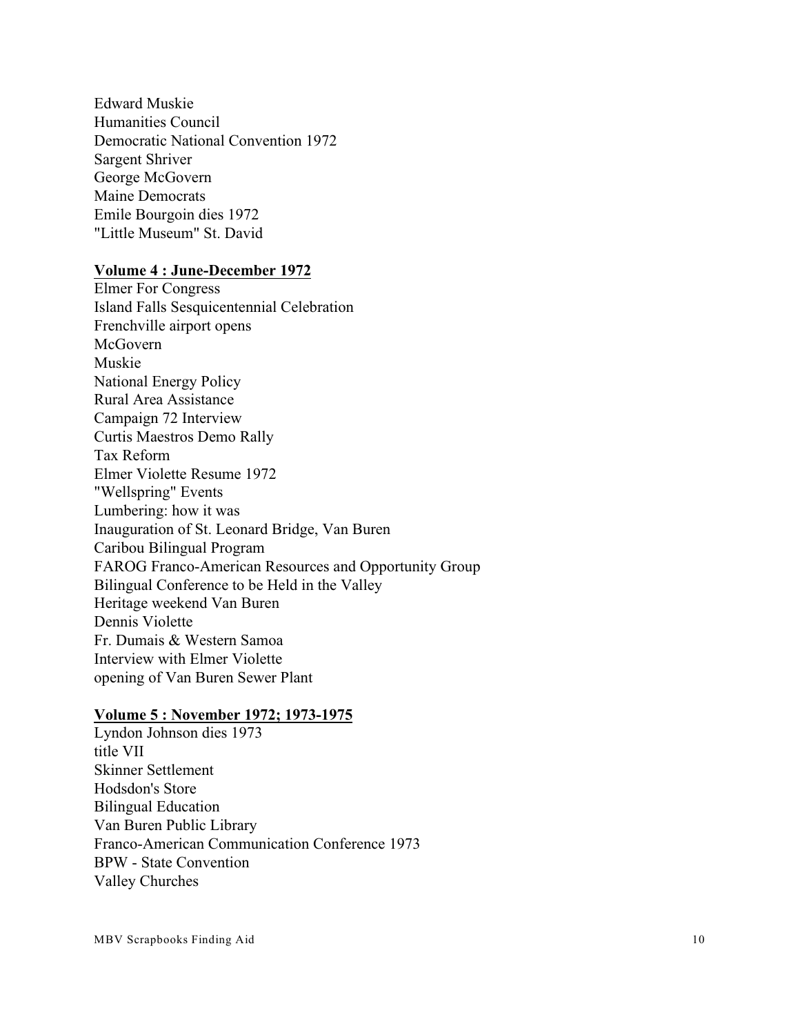Edward Muskie
Humanities Council
Democratic National Convention 1972
Sargent Shriver
George McGovern
Maine Democrats
Emile Bourgoin dies 1972
"Little Museum" St. David

**Volume 4 : June-December 1972**

Elmer For Congress
Island Falls Sesquicentennial Celebration
Frenchville airport opens
McGovern
Muskie
National Energy Policy
Rural Area Assistance
Campaign 72 Interview
Curtis Maestros Demo Rally
Tax Reform
Elmer Violette Resume 1972
"Wellspring" Events
Lumbering: how it was
Inauguration of St. Leonard Bridge, Van Buren
Caribou Bilingual Program
FAROG Franco-American Resources and Opportunity Group
Bilingual Conference to be Held in the Valley
Heritage weekend Van Buren
Dennis Violette
Fr. Dumais & Western Samoa
Interview with Elmer Violette
opening of Van Buren Sewer Plant

**Volume 5 : November 1972; 1973-1975**

Lyndon Johnson dies 1973
title VII
Skinner Settlement
Hodsdon's Store
Bilingual Education
Van Buren Public Library
Franco-American Communication Conference 1973
BPW - State Convention
Valley Churches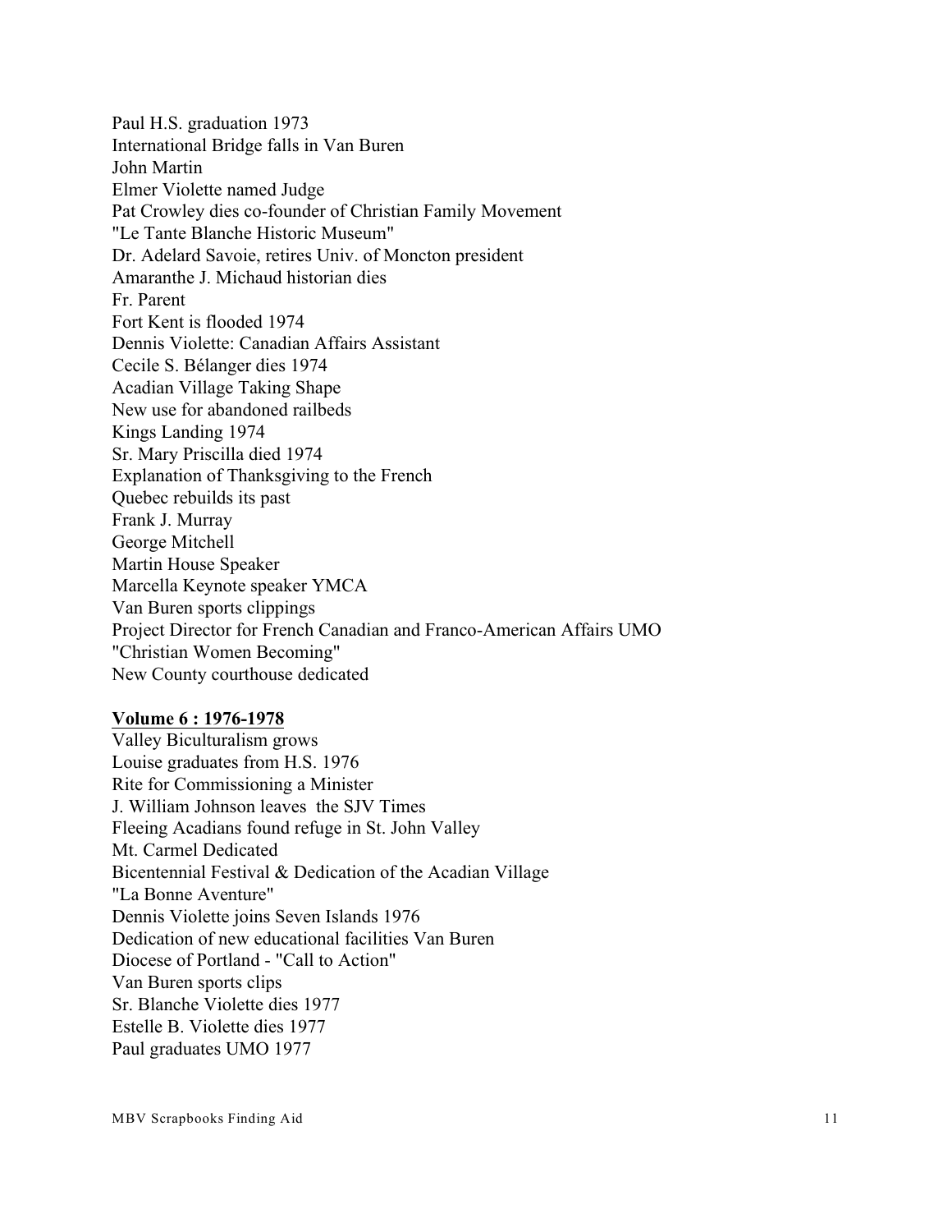Paul H.S. graduation 1973
International Bridge falls in Van Buren
John Martin
Elmer Violette named Judge
Pat Crowley dies co-founder of Christian Family Movement
"Le Tante Blanche Historic Museum"
Dr. Adelard Savoie, retires Univ. of Moncton president
Amaranthe J. Michaud historian dies
Fr. Parent
Fort Kent is flooded 1974
Dennis Violette: Canadian Affairs Assistant
Cecile S. Bélanger dies 1974
Acadian Village Taking Shape
New use for abandoned railbeds
Kings Landing 1974
Sr. Mary Priscilla died 1974
Explanation of Thanksgiving to the French
Quebec rebuilds its past
Frank J. Murray
George Mitchell
Martin House Speaker
Marcella Keynote speaker YMCA
Van Buren sports clippings
Project Director for French Canadian and Franco-American Affairs UMO
"Christian Women Becoming"
New County courthouse dedicated

**<u>Volume 6 : 1976-1978</u>**

Valley Biculturalism grows
Louise graduates from H.S. 1976
Rite for Commissioning a Minister
J. William Johnson leaves the SJV Times
Fleeing Acadians found refuge in St. John Valley
Mt. Carmel Dedicated
Bicentennial Festival & Dedication of the Acadian Village
"La Bonne Aventure"
Dennis Violette joins Seven Islands 1976
Dedication of new educational facilities Van Buren
Diocese of Portland - "Call to Action"
Van Buren sports clips
Sr. Blanche Violette dies 1977
Estelle B. Violette dies 1977
Paul graduates UMO 1977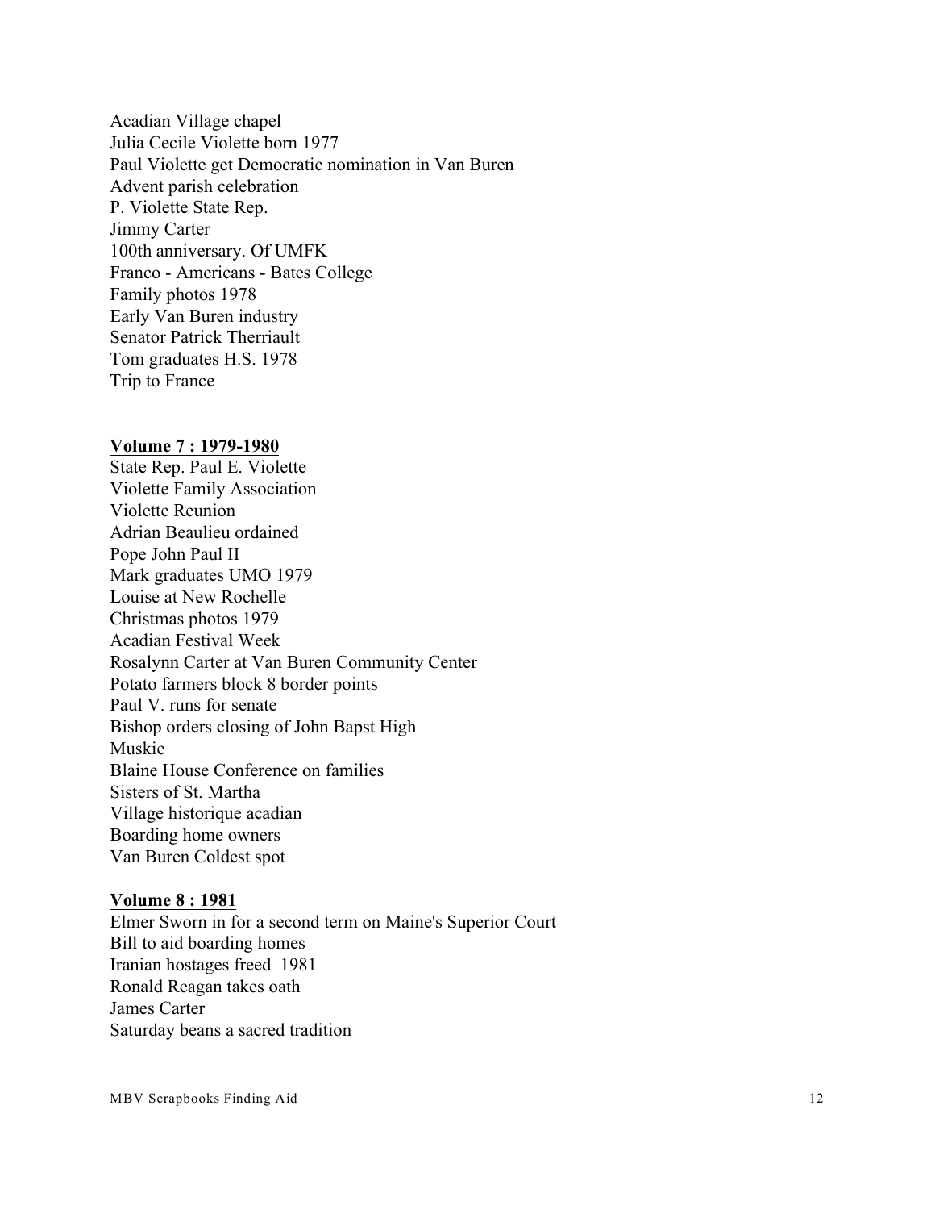Acadian Village chapel  
Julia Cecile Violette born 1977  
Paul Violette get Democratic nomination in Van Buren  
Advent parish celebration  
P. Violette State Rep.  
Jimmy Carter  
100th anniversary. Of UMFK  
Franco - Americans - Bates College  
Family photos 1978  
Early Van Buren industry  
Senator Patrick Therriault  
Tom graduates H.S. 1978  
Trip to France

**<u>Volume 7 : 1979-1980</u>**

State Rep. Paul E. Violette  
Violette Family Association  
Violette Reunion  
Adrian Beaulieu ordained  
Pope John Paul II  
Mark graduates UMO 1979  
Louise at New Rochelle  
Christmas photos 1979  
Acadian Festival Week  
Rosalynn Carter at Van Buren Community Center  
Potato farmers block 8 border points  
Paul V. runs for senate  
Bishop orders closing of John Bapst High  
Muskie  
Blaine House Conference on families  
Sisters of St. Martha  
Village historique acadian  
Boarding home owners  
Van Buren Coldest spot

**<u>Volume 8 : 1981</u>**

Elmer Sworn in for a second term on Maine's Superior Court  
Bill to aid boarding homes  
Iranian hostages freed 1981  
Ronald Reagan takes oath  
James Carter  
Saturday beans a sacred tradition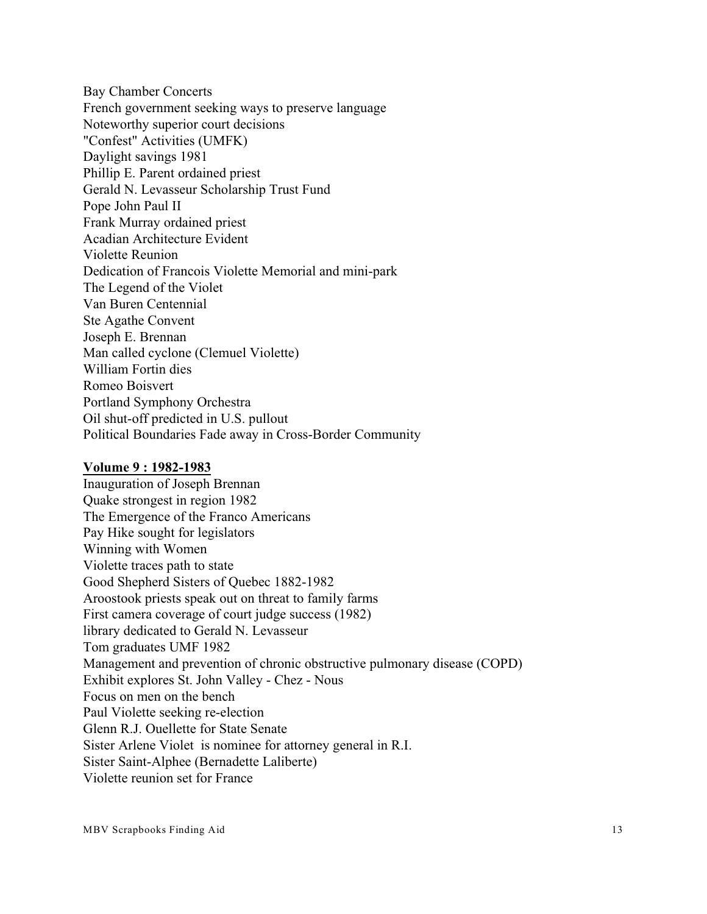Bay Chamber Concerts
French government seeking ways to preserve language
Noteworthy superior court decisions
"Confest" Activities (UMFK)
Daylight savings 1981
Phillip E. Parent ordained priest
Gerald N. Levasseur Scholarship Trust Fund
Pope John Paul II
Frank Murray ordained priest
Acadian Architecture Evident
Violette Reunion
Dedication of Francois Violette Memorial and mini-park
The Legend of the Violet
Van Buren Centennial
Ste Agathe Convent
Joseph E. Brennan
Man called cyclone (Clemuel Violette)
William Fortin dies
Romeo Boisvert
Portland Symphony Orchestra
Oil shut-off predicted in U.S. pullout
Political Boundaries Fade away in Cross-Border Community

**Volume 9 : 1982-1983**

Inauguration of Joseph Brennan
Quake strongest in region 1982
The Emergence of the Franco Americans
Pay Hike sought for legislators
Winning with Women
Violette traces path to state
Good Shepherd Sisters of Quebec 1882-1982
Aroostook priests speak out on threat to family farms
First camera coverage of court judge success (1982)
library dedicated to Gerald N. Levasseur
Tom graduates UMF 1982
Management and prevention of chronic obstructive pulmonary disease (COPD)
Exhibit explores St. John Valley - Chez - Nous
Focus on men on the bench
Paul Violette seeking re-election
Glenn R.J. Ouellette for State Senate
Sister Arlene Violet is nominee for attorney general in R.I.
Sister Saint-Alphee (Bernadette Laliberte)
Violette reunion set for France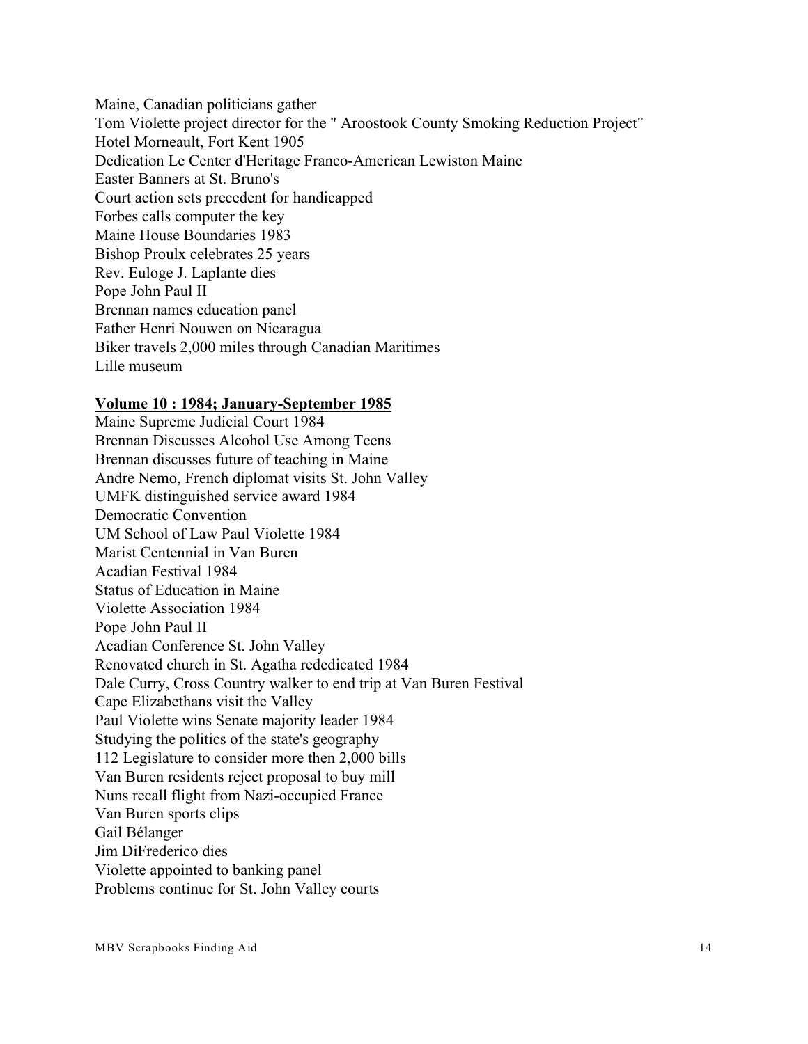Maine, Canadian politicians gather
Tom Violette project director for the " Aroostook County Smoking Reduction Project"
Hotel Morneault, Fort Kent 1905
Dedication Le Center d'Heritage Franco-American Lewiston Maine
Easter Banners at St. Bruno's
Court action sets precedent for handicapped
Forbes calls computer the key
Maine House Boundaries 1983
Bishop Proulx celebrates 25 years
Rev. Euloge J. Laplante dies
Pope John Paul II
Brennan names education panel
Father Henri Nouwen on Nicaragua
Biker travels 2,000 miles through Canadian Maritimes
Lille museum

**Volume 10 : 1984; January-September 1985**

Maine Supreme Judicial Court 1984
Brennan Discusses Alcohol Use Among Teens
Brennan discusses future of teaching in Maine
Andre Nemo, French diplomat visits St. John Valley
UMFK distinguished service award 1984
Democratic Convention
UM School of Law Paul Violette 1984
Marist Centennial in Van Buren
Acadian Festival 1984
Status of Education in Maine
Violette Association 1984
Pope John Paul II
Acadian Conference St. John Valley
Renovated church in St. Agatha rededicated 1984
Dale Curry, Cross Country walker to end trip at Van Buren Festival
Cape Elizabethans visit the Valley
Paul Violette wins Senate majority leader 1984
Studying the politics of the state's geography
112 Legislature to consider more then 2,000 bills
Van Buren residents reject proposal to buy mill
Nuns recall flight from Nazi-occupied France
Van Buren sports clips
Gail Bélanger
Jim DiFrederico dies
Violette appointed to banking panel
Problems continue for St. John Valley courts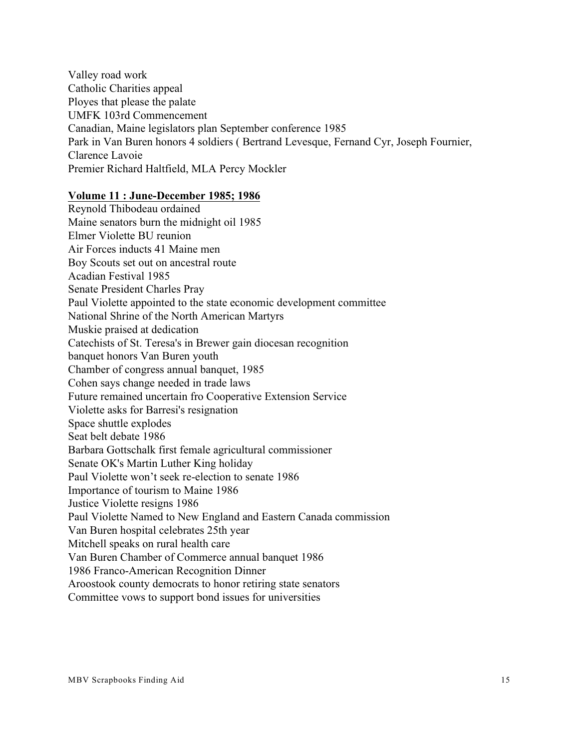Valley road work
Catholic Charities appeal
Ployes that please the palate
UMFK 103rd Commencement
Canadian, Maine legislators plan September conference 1985
Park in Van Buren honors 4 soldiers ( Bertrand Levesque, Fernand Cyr, Joseph Fournier, Clarence Lavoie
Premier Richard Haltfield, MLA Percy Mockler

**Volume 11 : June-December 1985; 1986**

Reynold Thibodeau ordained
Maine senators burn the midnight oil 1985
Elmer Violette BU reunion
Air Forces inducts 41 Maine men
Boy Scouts set out on ancestral route
Acadian Festival 1985
Senate President Charles Pray
Paul Violette appointed to the state economic development committee
National Shrine of the North American Martyrs
Muskie praised at dedication
Catechists of St. Teresa's in Brewer gain diocesan recognition
banquet honors Van Buren youth
Chamber of congress annual banquet, 1985
Cohen says change needed in trade laws
Future remained uncertain fro Cooperative Extension Service
Violette asks for Barresi's resignation
Space shuttle explodes
Seat belt debate 1986
Barbara Gottschalk first female agricultural commissioner
Senate OK's Martin Luther King holiday
Paul Violette won't seek re-election to senate 1986
Importance of tourism to Maine 1986
Justice Violette resigns 1986
Paul Violette Named to New England and Eastern Canada commission
Van Buren hospital celebrates 25th year
Mitchell speaks on rural health care
Van Buren Chamber of Commerce annual banquet 1986
1986 Franco-American Recognition Dinner
Aroostook county democrats to honor retiring state senators
Committee vows to support bond issues for universities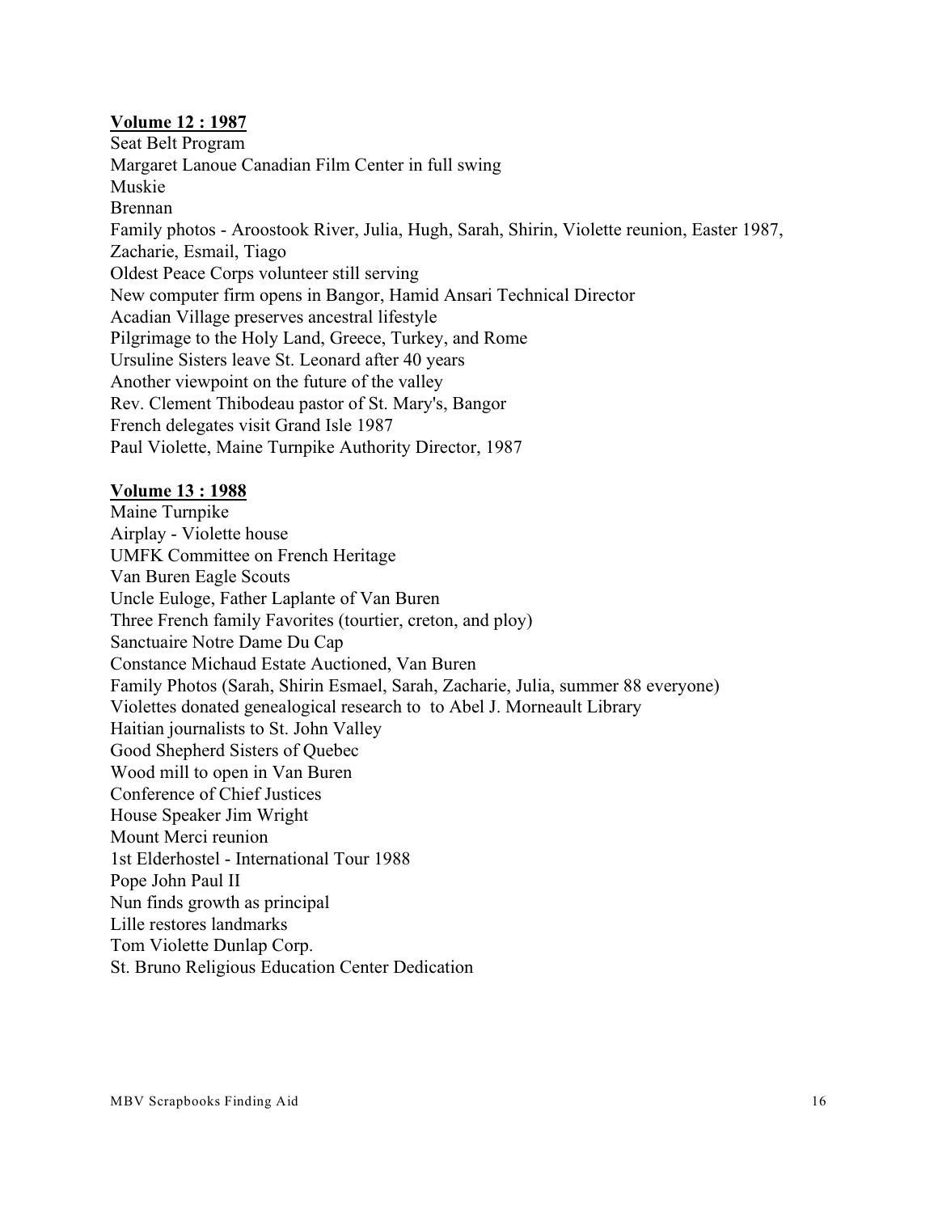**Volume 12 : 1987**

Seat Belt Program
Margaret Lanoue Canadian Film Center in full swing
Muskie
Brennan
Family photos - Aroostook River, Julia, Hugh, Sarah, Shirin, Violette reunion, Easter 1987, Zacharie, Esmail, Tiago
Oldest Peace Corps volunteer still serving
New computer firm opens in Bangor, Hamid Ansari Technical Director
Acadian Village preserves ancestral lifestyle
Pilgrimage to the Holy Land, Greece, Turkey, and Rome
Ursuline Sisters leave St. Leonard after 40 years
Another viewpoint on the future of the valley
Rev. Clement Thibodeau pastor of St. Mary's, Bangor
French delegates visit Grand Isle 1987
Paul Violette, Maine Turnpike Authority Director, 1987

**Volume 13 : 1988**

Maine Turnpike
Airplay - Violette house
UMFK Committee on French Heritage
Van Buren Eagle Scouts
Uncle Euloge, Father Laplante of Van Buren
Three French family Favorites (tourtier, creton, and ploy)
Sanctuaire Notre Dame Du Cap
Constance Michaud Estate Auctioned, Van Buren
Family Photos (Sarah, Shirin Esmael, Sarah, Zacharie, Julia, summer 88 everyone)
Violettes donated genealogical research to  to Abel J. Morneault Library
Haitian journalists to St. John Valley
Good Shepherd Sisters of Quebec
Wood mill to open in Van Buren
Conference of Chief Justices
House Speaker Jim Wright
Mount Merci reunion
1st Elderhostel - International Tour 1988
Pope John Paul II
Nun finds growth as principal
Lille restores landmarks
Tom Violette Dunlap Corp.
St. Bruno Religious Education Center Dedication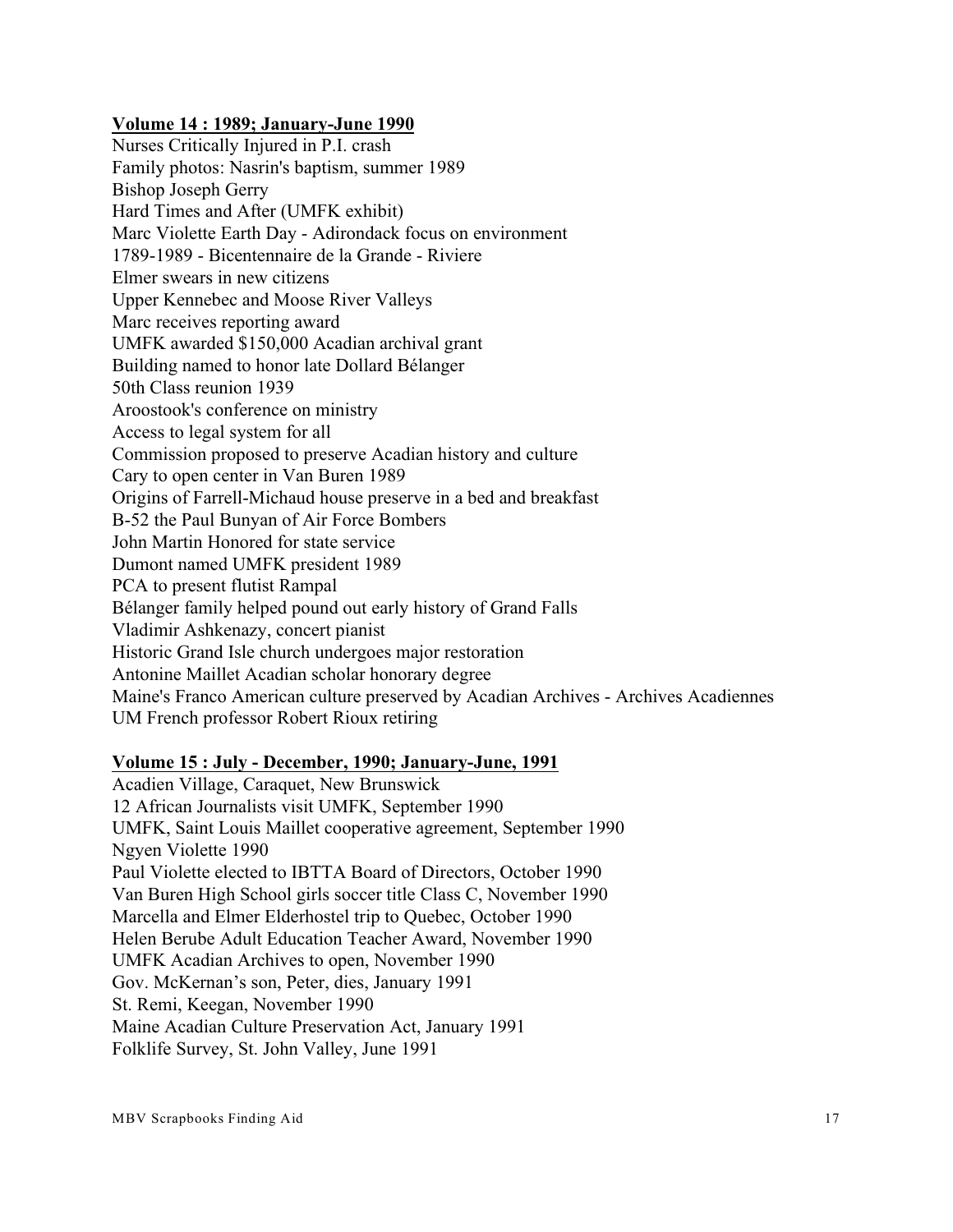**Volume 14 : 1989; January-June 1990**

Nurses Critically Injured in P.I. crash
Family photos: Nasrin's baptism, summer 1989
Bishop Joseph Gerry
Hard Times and After (UMFK exhibit)
Marc Violette Earth Day - Adirondack focus on environment
1789-1989 - Bicentennaire de la Grande - Riviere
Elmer swears in new citizens
Upper Kennebec and Moose River Valleys
Marc receives reporting award
UMFK awarded $150,000 Acadian archival grant
Building named to honor late Dollard Bélanger
50th Class reunion 1939
Aroostook's conference on ministry
Access to legal system for all
Commission proposed to preserve Acadian history and culture
Cary to open center in Van Buren 1989
Origins of Farrell-Michaud house preserve in a bed and breakfast
B-52 the Paul Bunyan of Air Force Bombers
John Martin Honored for state service
Dumont named UMFK president 1989
PCA to present flutist Rampal
Bélanger family helped pound out early history of Grand Falls
Vladimir Ashkenazy, concert pianist
Historic Grand Isle church undergoes major restoration
Antonine Maillet Acadian scholar honorary degree
Maine's Franco American culture preserved by Acadian Archives - Archives Acadiennes
UM French professor Robert Rioux retiring

**Volume 15 : July - December, 1990; January-June, 1991**

Acadien Village, Caraquet, New Brunswick
12 African Journalists visit UMFK, September 1990
UMFK, Saint Louis Maillet cooperative agreement, September 1990
Ngyen Violette 1990
Paul Violette elected to IBTTA Board of Directors, October 1990
Van Buren High School girls soccer title Class C, November 1990
Marcella and Elmer Elderhostel trip to Quebec, October 1990
Helen Berube Adult Education Teacher Award, November 1990
UMFK Acadian Archives to open, November 1990
Gov. McKernan's son, Peter, dies, January 1991
St. Remi, Keegan, November 1990
Maine Acadian Culture Preservation Act, January 1991
Folklife Survey, St. John Valley, June 1991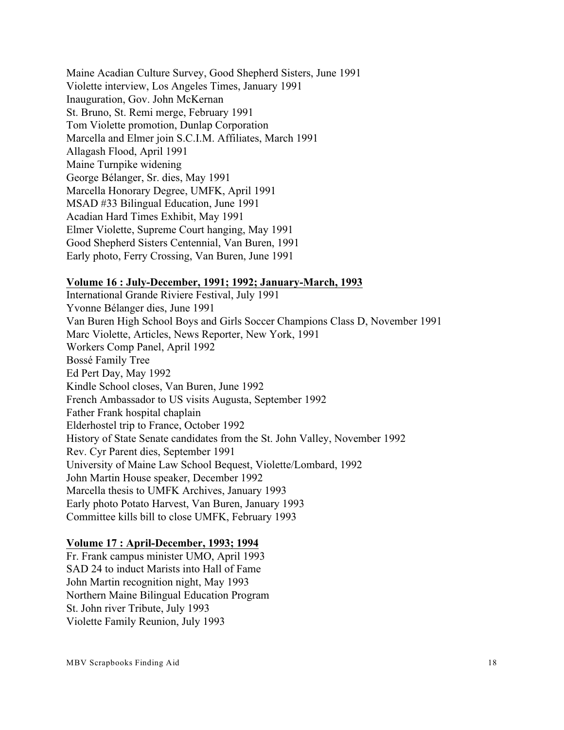Maine Acadian Culture Survey, Good Shepherd Sisters, June 1991
Violette interview, Los Angeles Times, January 1991
Inauguration, Gov. John McKernan
St. Bruno, St. Remi merge, February 1991
Tom Violette promotion, Dunlap Corporation
Marcella and Elmer join S.C.I.M. Affiliates, March 1991
Allagash Flood, April 1991
Maine Turnpike widening
George Bélanger, Sr. dies, May 1991
Marcella Honorary Degree, UMFK, April 1991
MSAD #33 Bilingual Education, June 1991
Acadian Hard Times Exhibit, May 1991
Elmer Violette, Supreme Court hanging, May 1991
Good Shepherd Sisters Centennial, Van Buren, 1991
Early photo, Ferry Crossing, Van Buren, June 1991

**Volume 16 : July-December, 1991; 1992; January-March, 1993**

International Grande Riviere Festival, July 1991
Yvonne Bélanger dies, June 1991
Van Buren High School Boys and Girls Soccer Champions Class D, November 1991
Marc Violette, Articles, News Reporter, New York, 1991
Workers Comp Panel, April 1992
Bossé Family Tree
Ed Pert Day, May 1992
Kindle School closes, Van Buren, June 1992
French Ambassador to US visits Augusta, September 1992
Father Frank hospital chaplain
Elderhostel trip to France, October 1992
History of State Senate candidates from the St. John Valley, November 1992
Rev. Cyr Parent dies, September 1991
University of Maine Law School Bequest, Violette/Lombard, 1992
John Martin House speaker, December 1992
Marcella thesis to UMFK Archives, January 1993
Early photo Potato Harvest, Van Buren, January 1993
Committee kills bill to close UMFK, February 1993

**Volume 17 : April-December, 1993; 1994**

Fr. Frank campus minister UMO, April 1993
SAD 24 to induct Marists into Hall of Fame
John Martin recognition night, May 1993
Northern Maine Bilingual Education Program
St. John river Tribute, July 1993
Violette Family Reunion, July 1993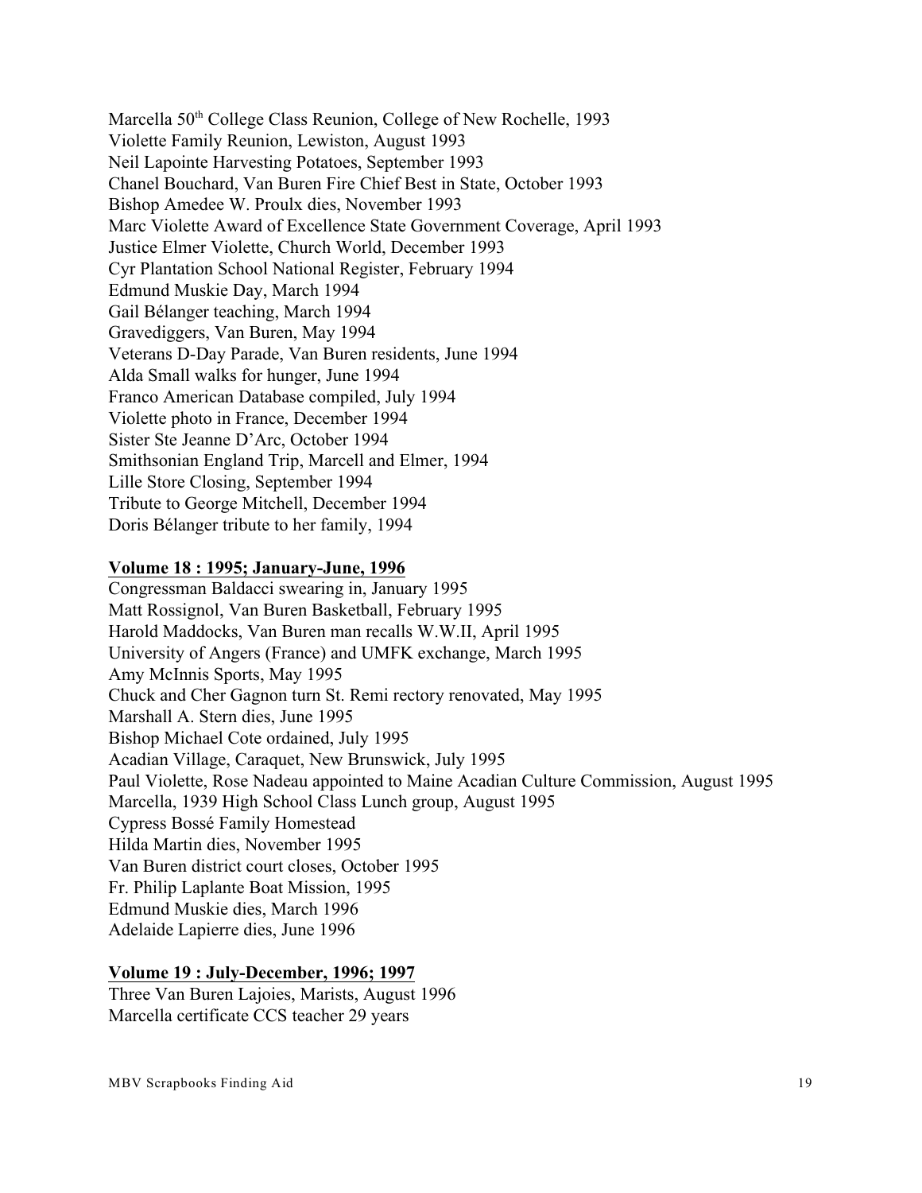Marcella 50th College Class Reunion, College of New Rochelle, 1993
Violette Family Reunion, Lewiston, August 1993
Neil Lapointe Harvesting Potatoes, September 1993
Chanel Bouchard, Van Buren Fire Chief Best in State, October 1993
Bishop Amedee W. Proulx dies, November 1993
Marc Violette Award of Excellence State Government Coverage, April 1993
Justice Elmer Violette, Church World, December 1993
Cyr Plantation School National Register, February 1994
Edmund Muskie Day, March 1994
Gail Bélanger teaching, March 1994
Gravediggers, Van Buren, May 1994
Veterans D-Day Parade, Van Buren residents, June 1994
Alda Small walks for hunger, June 1994
Franco American Database compiled, July 1994
Violette photo in France, December 1994
Sister Ste Jeanne D'Arc, October 1994
Smithsonian England Trip, Marcell and Elmer, 1994
Lille Store Closing, September 1994
Tribute to George Mitchell, December 1994
Doris Bélanger tribute to her family, 1994

**Volume 18 : 1995; January-June, 1996**

Congressman Baldacci swearing in, January 1995
Matt Rossignol, Van Buren Basketball, February 1995
Harold Maddocks, Van Buren man recalls W.W.II, April 1995
University of Angers (France) and UMFK exchange, March 1995
Amy McInnis Sports, May 1995
Chuck and Cher Gagnon turn St. Remi rectory renovated, May 1995
Marshall A. Stern dies, June 1995
Bishop Michael Cote ordained, July 1995
Acadian Village, Caraquet, New Brunswick, July 1995
Paul Violette, Rose Nadeau appointed to Maine Acadian Culture Commission, August 1995
Marcella, 1939 High School Class Lunch group, August 1995
Cypress Bossé Family Homestead
Hilda Martin dies, November 1995
Van Buren district court closes, October 1995
Fr. Philip Laplante Boat Mission, 1995
Edmund Muskie dies, March 1996
Adelaide Lapierre dies, June 1996

**Volume 19 : July-December, 1996; 1997**

Three Van Buren Lajoies, Marists, August 1996
Marcella certificate CCS teacher 29 years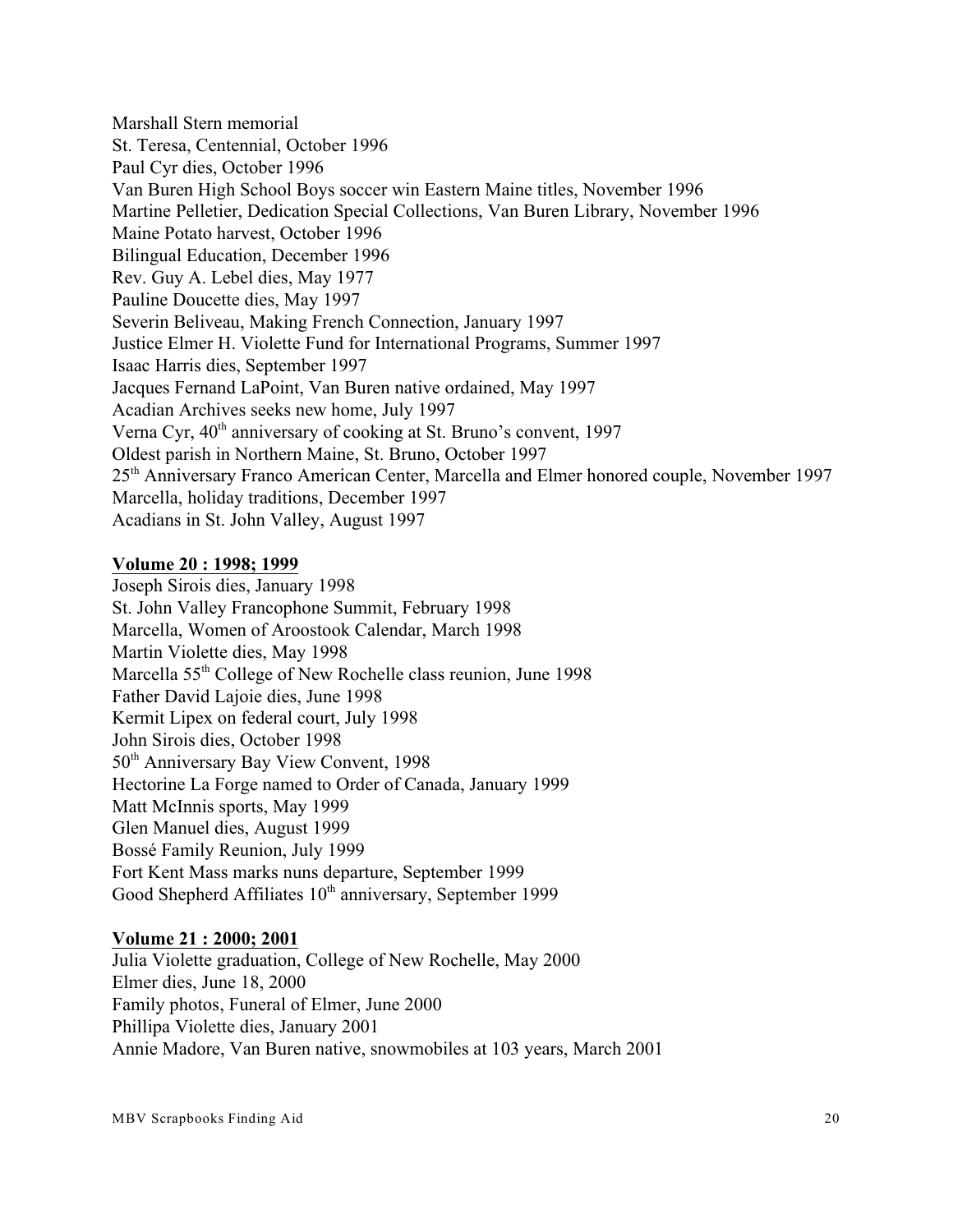Marshall Stern memorial
St. Teresa, Centennial, October 1996
Paul Cyr dies, October 1996
Van Buren High School Boys soccer win Eastern Maine titles, November 1996
Martine Pelletier, Dedication Special Collections, Van Buren Library, November 1996
Maine Potato harvest, October 1996
Bilingual Education, December 1996
Rev. Guy A. Lebel dies, May 1977
Pauline Doucette dies, May 1997
Severin Beliveau, Making French Connection, January 1997
Justice Elmer H. Violette Fund for International Programs, Summer 1997
Isaac Harris dies, September 1997
Jacques Fernand LaPoint, Van Buren native ordained, May 1997
Acadian Archives seeks new home, July 1997
Verna Cyr, 40th anniversary of cooking at St. Bruno's convent, 1997
Oldest parish in Northern Maine, St. Bruno, October 1997
25th Anniversary Franco American Center, Marcella and Elmer honored couple, November 1997
Marcella, holiday traditions, December 1997
Acadians in St. John Valley, August 1997

**Volume 20 : 1998; 1999**

Joseph Sirois dies, January 1998
St. John Valley Francophone Summit, February 1998
Marcella, Women of Aroostook Calendar, March 1998
Martin Violette dies, May 1998
Marcella 55th College of New Rochelle class reunion, June 1998
Father David Lajoie dies, June 1998
Kermit Lipex on federal court, July 1998
John Sirois dies, October 1998
50th Anniversary Bay View Convent, 1998
Hectorine La Forge named to Order of Canada, January 1999
Matt McInnis sports, May 1999
Glen Manuel dies, August 1999
Bossé Family Reunion, July 1999
Fort Kent Mass marks nuns departure, September 1999
Good Shepherd Affiliates 10th anniversary, September 1999

**Volume 21 : 2000; 2001**

Julia Violette graduation, College of New Rochelle, May 2000
Elmer dies, June 18, 2000
Family photos, Funeral of Elmer, June 2000
Phillipa Violette dies, January 2001
Annie Madore, Van Buren native, snowmobiles at 103 years, March 2001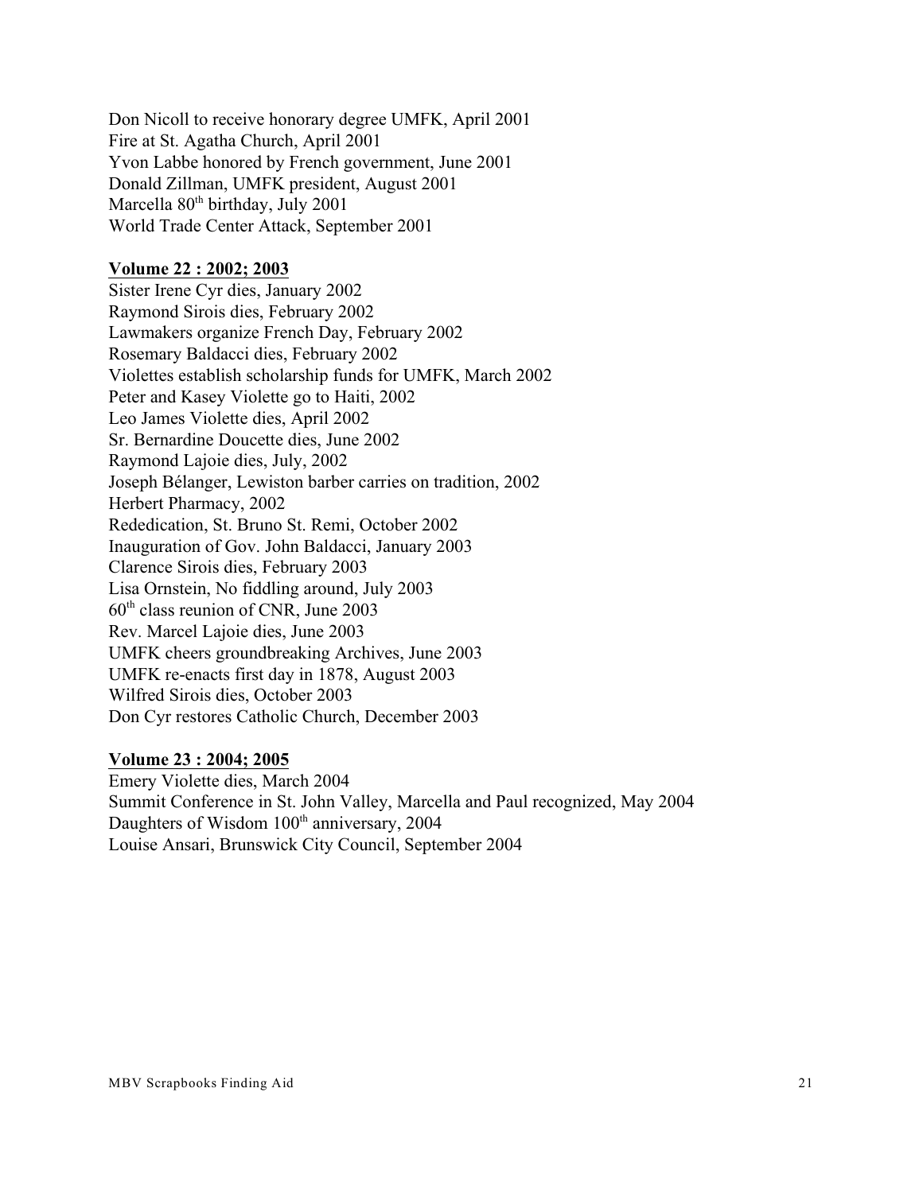Don Nicoll to receive honorary degree UMFK, April 2001
Fire at St. Agatha Church, April 2001
Yvon Labbe honored by French government, June 2001
Donald Zillman, UMFK president, August 2001
Marcella 80th birthday, July 2001
World Trade Center Attack, September 2001

**Volume 22 : 2002; 2003**

Sister Irene Cyr dies, January 2002
Raymond Sirois dies, February 2002
Lawmakers organize French Day, February 2002
Rosemary Baldacci dies, February 2002
Violettes establish scholarship funds for UMFK, March 2002
Peter and Kasey Violette go to Haiti, 2002
Leo James Violette dies, April 2002
Sr. Bernardine Doucette dies, June 2002
Raymond Lajoie dies, July, 2002
Joseph Bélanger, Lewiston barber carries on tradition, 2002
Herbert Pharmacy, 2002
Rededication, St. Bruno St. Remi, October 2002
Inauguration of Gov. John Baldacci, January 2003
Clarence Sirois dies, February 2003
Lisa Ornstein, No fiddling around, July 2003
60th class reunion of CNR, June 2003
Rev. Marcel Lajoie dies, June 2003
UMFK cheers groundbreaking Archives, June 2003
UMFK re-enacts first day in 1878, August 2003
Wilfred Sirois dies, October 2003
Don Cyr restores Catholic Church, December 2003

**Volume 23 : 2004; 2005**

Emery Violette dies, March 2004
Summit Conference in St. John Valley, Marcella and Paul recognized, May 2004
Daughters of Wisdom 100th anniversary, 2004
Louise Ansari, Brunswick City Council, September 2004